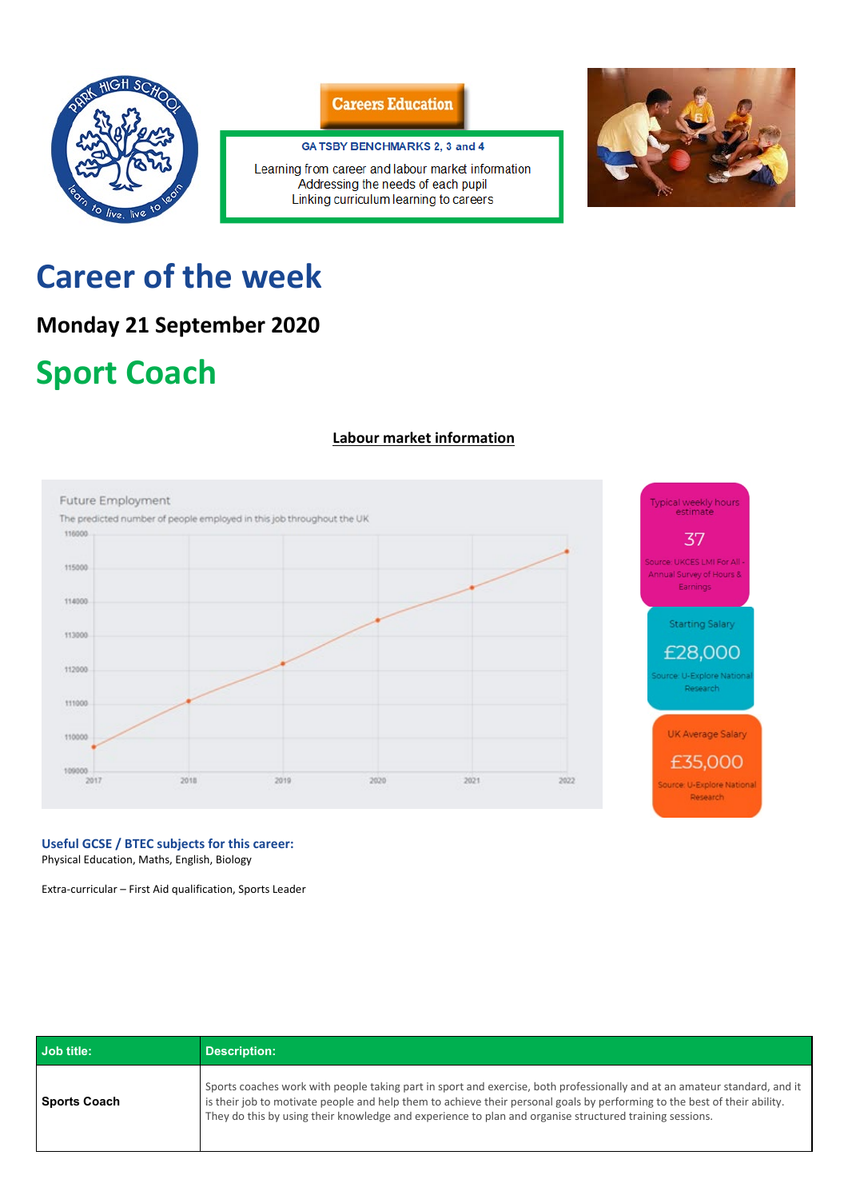Careers Education

GATSBY BENCHMARKS 2, 3 and 4

Learning from career and labour market information
Addressing the needs of each pupil
Linking curriculum learning to careers

# Career of the week

## Monday 21 September 2020

# Sport Coach

**Labour market information**

Future Employment

The predicted number of people employed in this job throughout the UK

| Year | 2017 | 2018 | 2019 | 2020 | 2021 | 2022 |
|---|---|---|---|---|---|---|

Typical weekly hours estimate

37

Source: UKCES LMI For All - Annual Survey of Hours & Earnings

Starting Salary

£28,000

Source: U-Explore National Research

UK Average Salary

£35,000

Source: U-Explore National Research

**Useful GCSE / BTEC subjects for this career:**
Physical Education, Maths, English, Biology

Extra-curricular – First Aid qualification, Sports Leader

| Job title: | Description: |
|---|---|
| **Sports Coach** | Sports coaches work with people taking part in sport and exercise, both professionally and at an amateur standard, and it is their job to motivate people and help them to achieve their personal goals by performing to the best of their ability. They do this by using their knowledge and experience to plan and organise structured training sessions. |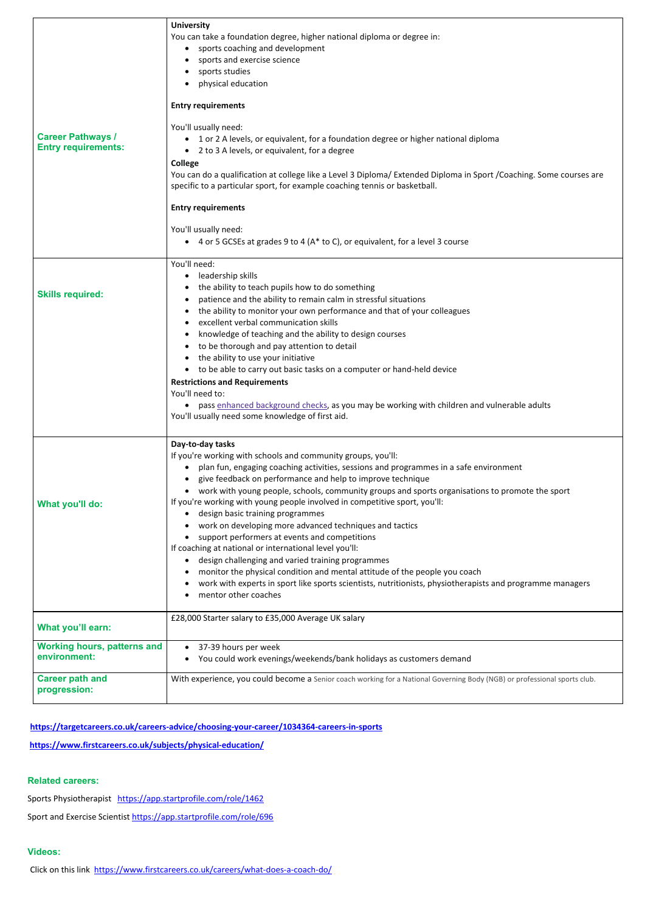| | |
|---|---|
| **Career Pathways / Entry requirements:** | **University**<br>You can take a foundation degree, higher national diploma or degree in:<br>• sports coaching and development<br>• sports and exercise science<br>• sports studies<br>• physical education<br><br>**Entry requirements**<br><br>You'll usually need:<br>• 1 or 2 A levels, or equivalent, for a foundation degree or higher national diploma<br>• 2 to 3 A levels, or equivalent, for a degree<br>**College**<br>You can do a qualification at college like a Level 3 Diploma/ Extended Diploma in Sport /Coaching. Some courses are specific to a particular sport, for example coaching tennis or basketball.<br><br>**Entry requirements**<br><br>You'll usually need:<br>• 4 or 5 GCSEs at grades 9 to 4 (A* to C), or equivalent, for a level 3 course |
| **Skills required:** | You'll need:<br>• leadership skills<br>• the ability to teach pupils how to do something<br>• patience and the ability to remain calm in stressful situations<br>• the ability to monitor your own performance and that of your colleagues<br>• excellent verbal communication skills<br>• knowledge of teaching and the ability to design courses<br>• to be thorough and pay attention to detail<br>• the ability to use your initiative<br>• to be able to carry out basic tasks on a computer or hand-held device<br>**Restrictions and Requirements**<br>You'll need to:<br>• pass enhanced background checks, as you may be working with children and vulnerable adults<br>You'll usually need some knowledge of first aid. |
| **What you'll do:** | **Day-to-day tasks**<br>If you're working with schools and community groups, you'll:<br>• plan fun, engaging coaching activities, sessions and programmes in a safe environment<br>• give feedback on performance and help to improve technique<br>• work with young people, schools, community groups and sports organisations to promote the sport<br>If you're working with young people involved in competitive sport, you'll:<br>• design basic training programmes<br>• work on developing more advanced techniques and tactics<br>• support performers at events and competitions<br>If coaching at national or international level you'll:<br>• design challenging and varied training programmes<br>• monitor the physical condition and mental attitude of the people you coach<br>• work with experts in sport like sports scientists, nutritionists, physiotherapists and programme managers<br>• mentor other coaches |
| **What you'll earn:** | £28,000 Starter salary to £35,000 Average UK salary |
| **Working hours, patterns and environment:** | • 37-39 hours per week<br>• You could work evenings/weekends/bank holidays as customers demand |
| **Career path and progression:** | With experience, you could become a Senior coach working for a National Governing Body (NGB) or professional sports club. |

https://targetcareers.co.uk/careers-advice/choosing-your-career/1034364-careers-in-sports

https://www.firstcareers.co.uk/subjects/physical-education/

### Related careers:

Sports Physiotherapist https://app.startprofile.com/role/1462

Sport and Exercise Scientist https://app.startprofile.com/role/696

### Videos:

Click on this link https://www.firstcareers.co.uk/careers/what-does-a-coach-do/